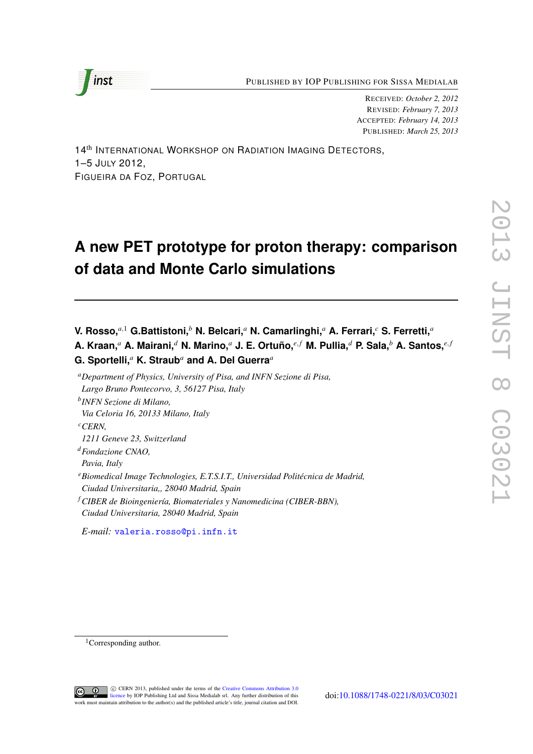PUBLISHED BY IOP PUBLISHING FOR SISSA MEDIALAB

RECEIVED: *October 2, 2012*
REVISED: *February 7, 2013*
ACCEPTED: *February 14, 2013*
PUBLISHED: *March 25, 2013*

14th INTERNATIONAL WORKSHOP ON RADIATION IMAGING DETECTORS,
1–5 JULY 2012,
FIGUEIRA DA FOZ, PORTUGAL

# A new PET prototype for proton therapy: comparison of data and Monte Carlo simulations

**V. Rosso,**[a,1] **G.Battistoni,**[b] **N. Belcari,**[a] **N. Camarlinghi,**[a] **A. Ferrari,**[c] **S. Ferretti,**[a] **A. Kraan,**[a] **A. Mairani,**[d] **N. Marino,**[a] **J. E. Ortuño,**[e,f] **M. Pullia,**[d] **P. Sala,**[b] **A. Santos,**[e,f] **G. Sportelli,**[a] **K. Straub**[a] **and A. Del Guerra**[a]

[a] *Department of Physics, University of Pisa, and INFN Sezione di Pisa, Largo Bruno Pontecorvo, 3, 56127 Pisa, Italy*

[b] *INFN Sezione di Milano, Via Celoria 16, 20133 Milano, Italy*

[c] *CERN, 1211 Geneve 23, Switzerland*

[d] *Fondazione CNAO, Pavia, Italy*

[e] *Biomedical Image Technologies, E.T.S.I.T., Universidad Politécnica de Madrid, Ciudad Universitaria,, 28040 Madrid, Spain*

[f] *CIBER de Bioingeniería, Biomateriales y Nanomedicina (CIBER-BBN), Ciudad Universitaria, 28040 Madrid, Spain*

*E-mail:* valeria.rosso@pi.infn.it

[1] Corresponding author.

© CERN 2013, published under the terms of the Creative Commons Attribution 3.0 licence by IOP Publishing Ltd and Sissa Medialab srl. Any further distribution of this work must maintain attribution to the author(s) and the published article's title, journal citation and DOI.

doi:10.1088/1748-0221/8/03/C03021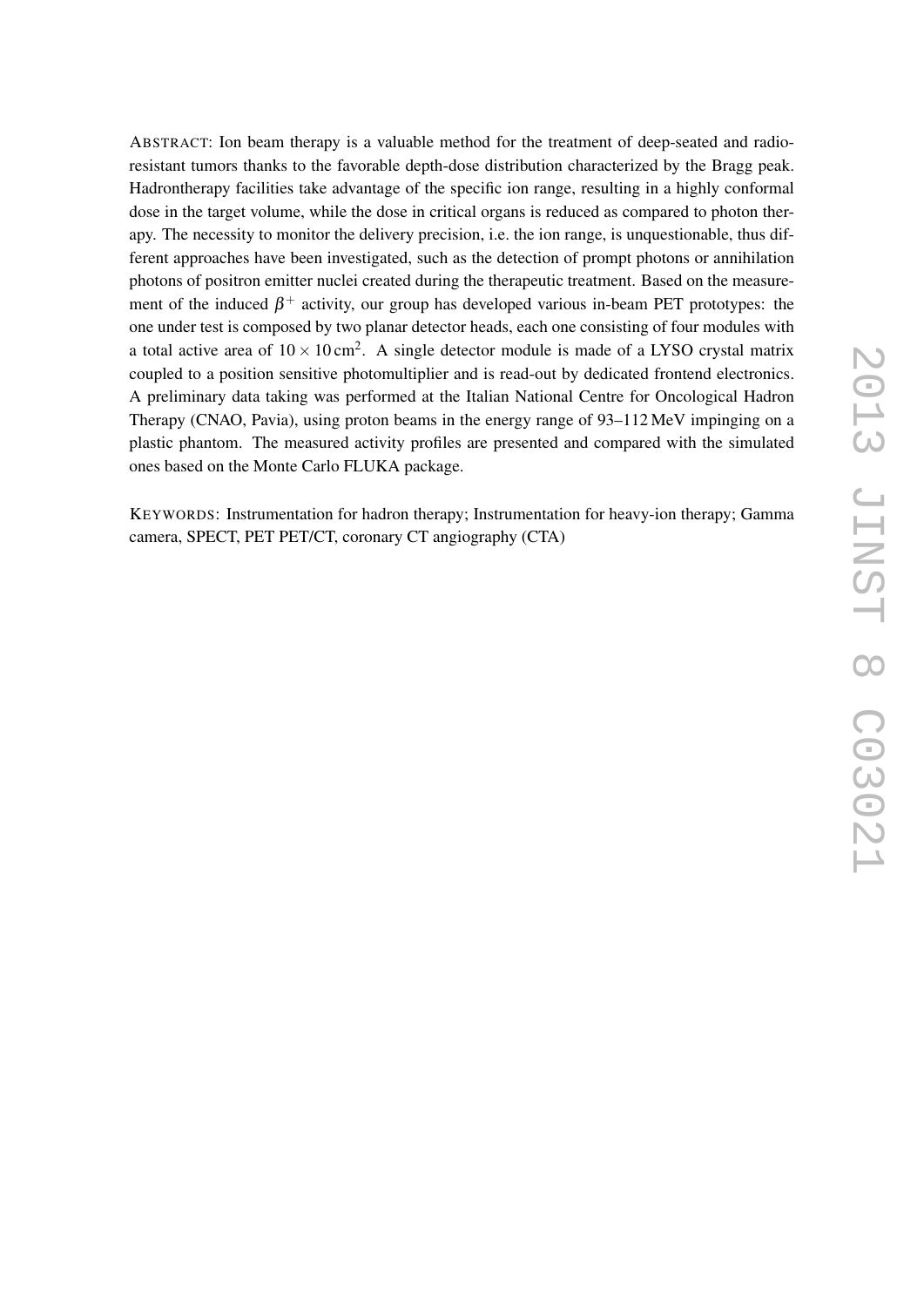ABSTRACT: Ion beam therapy is a valuable method for the treatment of deep-seated and radio-resistant tumors thanks to the favorable depth-dose distribution characterized by the Bragg peak. Hadrontherapy facilities take advantage of the specific ion range, resulting in a highly conformal dose in the target volume, while the dose in critical organs is reduced as compared to photon therapy. The necessity to monitor the delivery precision, i.e. the ion range, is unquestionable, thus different approaches have been investigated, such as the detection of prompt photons or annihilation photons of positron emitter nuclei created during the therapeutic treatment. Based on the measurement of the induced $\beta^+$ activity, our group has developed various in-beam PET prototypes: the one under test is composed by two planar detector heads, each one consisting of four modules with a total active area of $10 \times 10\,\mathrm{cm}^2$. A single detector module is made of a LYSO crystal matrix coupled to a position sensitive photomultiplier and is read-out by dedicated frontend electronics. A preliminary data taking was performed at the Italian National Centre for Oncological Hadron Therapy (CNAO, Pavia), using proton beams in the energy range of 93–112 MeV impinging on a plastic phantom. The measured activity profiles are presented and compared with the simulated ones based on the Monte Carlo FLUKA package.

KEYWORDS: Instrumentation for hadron therapy; Instrumentation for heavy-ion therapy; Gamma camera, SPECT, PET PET/CT, coronary CT angiography (CTA)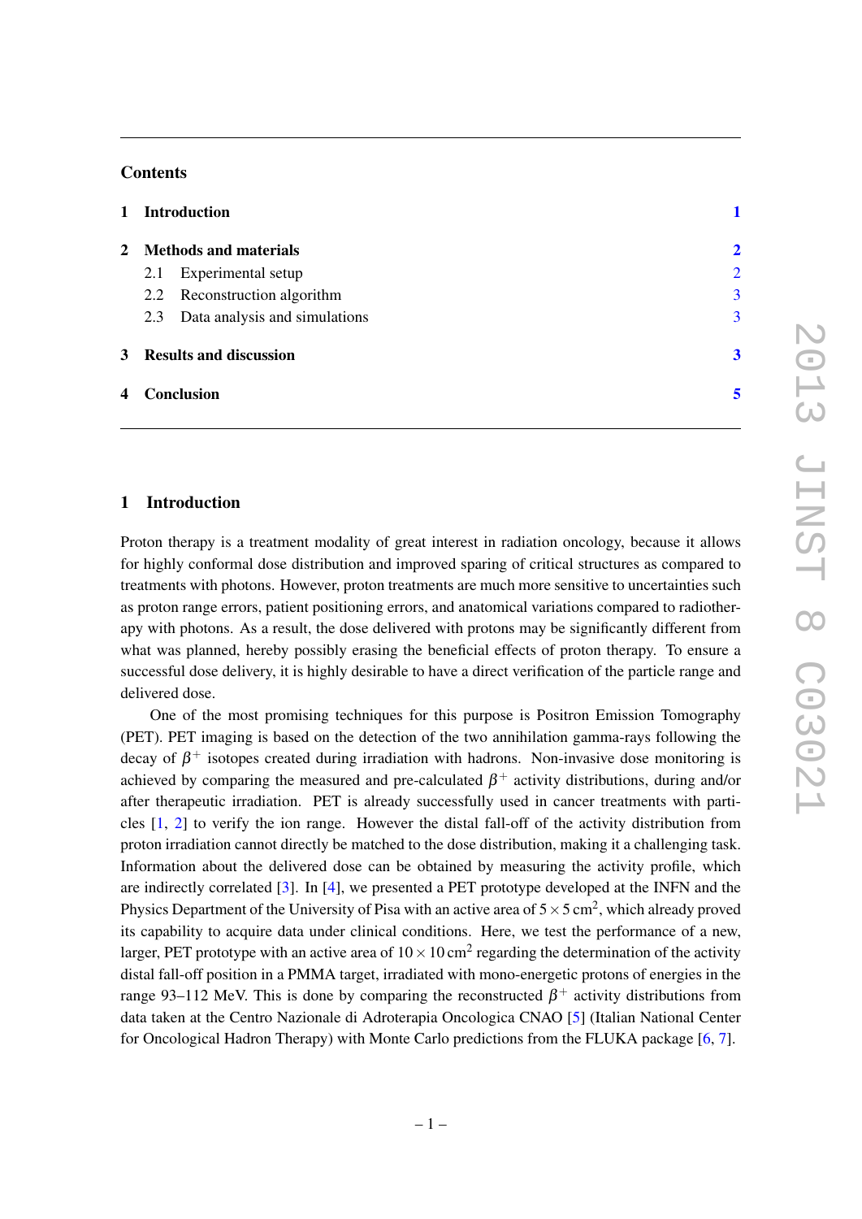## Contents

**1 Introduction** 1

**2 Methods and materials** 2

- 2.1 Experimental setup 2
- 2.2 Reconstruction algorithm 3
- 2.3 Data analysis and simulations 3

**3 Results and discussion** 3

**4 Conclusion** 5

## 1 Introduction

Proton therapy is a treatment modality of great interest in radiation oncology, because it allows for highly conformal dose distribution and improved sparing of critical structures as compared to treatments with photons. However, proton treatments are much more sensitive to uncertainties such as proton range errors, patient positioning errors, and anatomical variations compared to radiotherapy with photons. As a result, the dose delivered with protons may be significantly different from what was planned, hereby possibly erasing the beneficial effects of proton therapy. To ensure a successful dose delivery, it is highly desirable to have a direct verification of the particle range and delivered dose.

One of the most promising techniques for this purpose is Positron Emission Tomography (PET). PET imaging is based on the detection of the two annihilation gamma-rays following the decay of $\beta^+$ isotopes created during irradiation with hadrons. Non-invasive dose monitoring is achieved by comparing the measured and pre-calculated $\beta^+$ activity distributions, during and/or after therapeutic irradiation. PET is already successfully used in cancer treatments with particles [1, 2] to verify the ion range. However the distal fall-off of the activity distribution from proton irradiation cannot directly be matched to the dose distribution, making it a challenging task. Information about the delivered dose can be obtained by measuring the activity profile, which are indirectly correlated [3]. In [4], we presented a PET prototype developed at the INFN and the Physics Department of the University of Pisa with an active area of $5 \times 5\,\text{cm}^2$, which already proved its capability to acquire data under clinical conditions. Here, we test the performance of a new, larger, PET prototype with an active area of $10 \times 10\,\text{cm}^2$ regarding the determination of the activity distal fall-off position in a PMMA target, irradiated with mono-energetic protons of energies in the range 93–112 MeV. This is done by comparing the reconstructed $\beta^+$ activity distributions from data taken at the Centro Nazionale di Adroterapia Oncologica CNAO [5] (Italian National Center for Oncological Hadron Therapy) with Monte Carlo predictions from the FLUKA package [6, 7].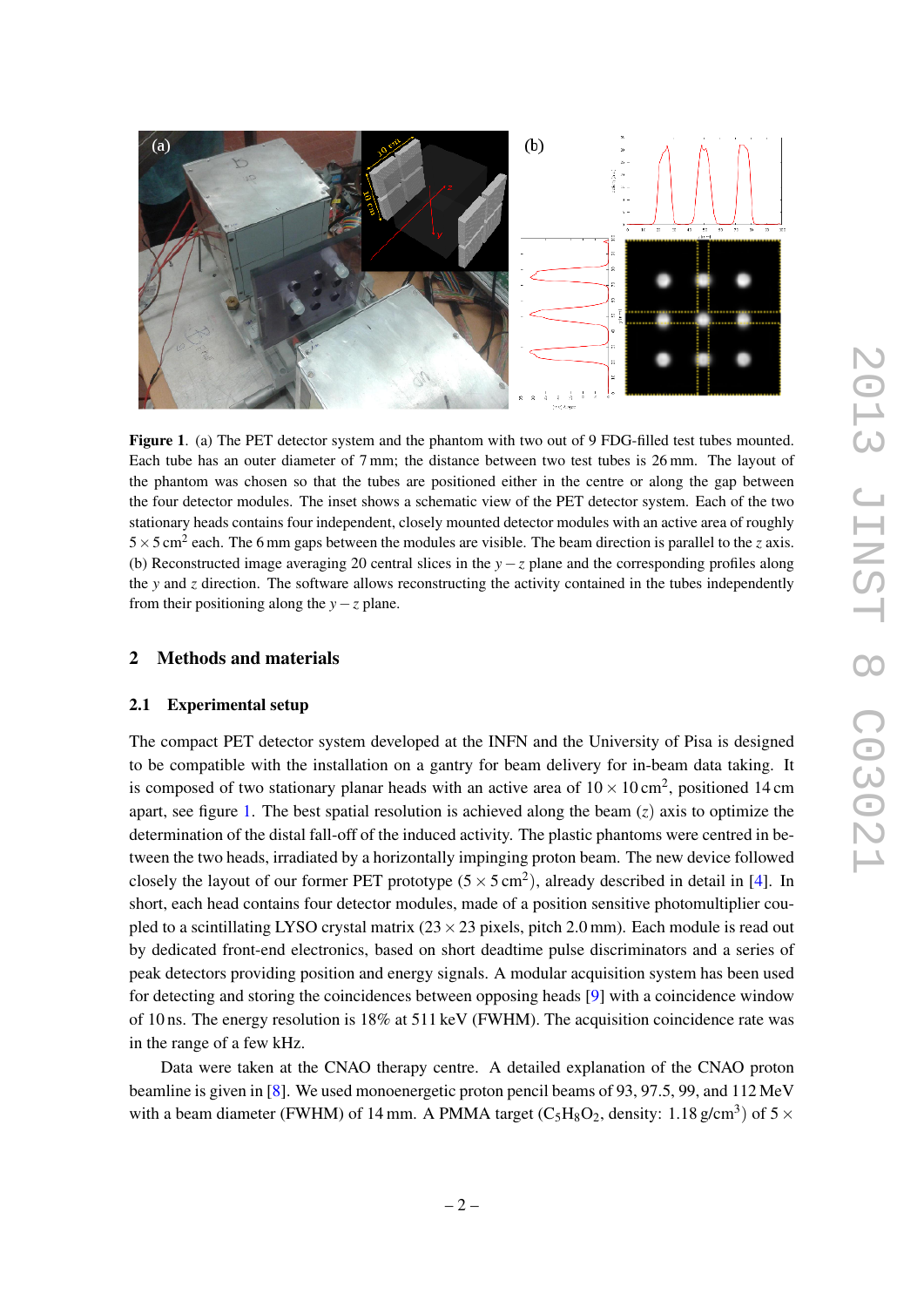**Figure 1**. (a) The PET detector system and the phantom with two out of 9 FDG-filled test tubes mounted. Each tube has an outer diameter of 7 mm; the distance between two test tubes is 26 mm. The layout of the phantom was chosen so that the tubes are positioned either in the centre or along the gap between the four detector modules. The inset shows a schematic view of the PET detector system. Each of the two stationary heads contains four independent, closely mounted detector modules with an active area of roughly $5 \times 5\,\text{cm}^2$ each. The 6 mm gaps between the modules are visible. The beam direction is parallel to the $z$ axis. (b) Reconstructed image averaging 20 central slices in the $y-z$ plane and the corresponding profiles along the $y$ and $z$ direction. The software allows reconstructing the activity contained in the tubes independently from their positioning along the $y-z$ plane.

## 2 Methods and materials

### 2.1 Experimental setup

The compact PET detector system developed at the INFN and the University of Pisa is designed to be compatible with the installation on a gantry for beam delivery for in-beam data taking. It is composed of two stationary planar heads with an active area of $10 \times 10\,\text{cm}^2$, positioned 14 cm apart, see figure 1. The best spatial resolution is achieved along the beam ($z$) axis to optimize the determination of the distal fall-off of the induced activity. The plastic phantoms were centred in between the two heads, irradiated by a horizontally impinging proton beam. The new device followed closely the layout of our former PET prototype ($5 \times 5\,\text{cm}^2$), already described in detail in [4]. In short, each head contains four detector modules, made of a position sensitive photomultiplier coupled to a scintillating LYSO crystal matrix ($23 \times 23$ pixels, pitch 2.0 mm). Each module is read out by dedicated front-end electronics, based on short deadtime pulse discriminators and a series of peak detectors providing position and energy signals. A modular acquisition system has been used for detecting and storing the coincidences between opposing heads [9] with a coincidence window of 10 ns. The energy resolution is 18% at 511 keV (FWHM). The acquisition coincidence rate was in the range of a few kHz.

Data were taken at the CNAO therapy centre. A detailed explanation of the CNAO proton beamline is given in [8]. We used monoenergetic proton pencil beams of 93, 97.5, 99, and 112 MeV with a beam diameter (FWHM) of 14 mm. A PMMA target ($C_5H_8O_2$, density: $1.18\,\text{g/cm}^3$) of $5 \times$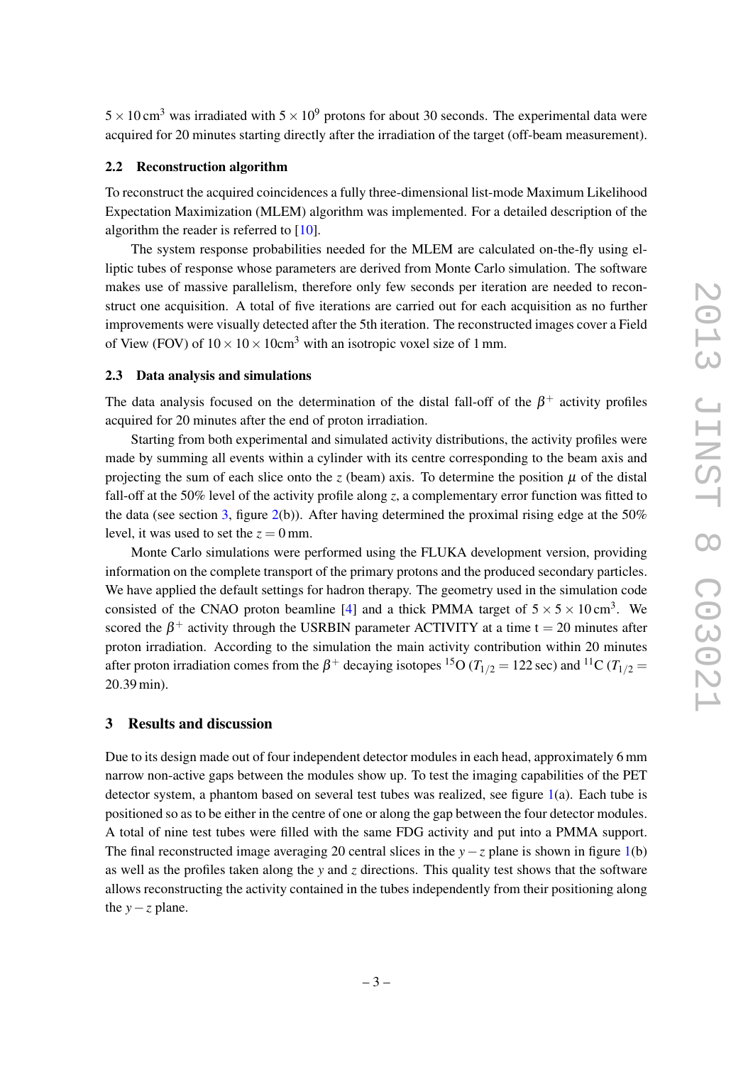$5 \times 10\,\mathrm{cm}^3$ was irradiated with $5 \times 10^9$ protons for about 30 seconds. The experimental data were acquired for 20 minutes starting directly after the irradiation of the target (off-beam measurement).

### 2.2 Reconstruction algorithm

To reconstruct the acquired coincidences a fully three-dimensional list-mode Maximum Likelihood Expectation Maximization (MLEM) algorithm was implemented. For a detailed description of the algorithm the reader is referred to [10].

The system response probabilities needed for the MLEM are calculated on-the-fly using elliptic tubes of response whose parameters are derived from Monte Carlo simulation. The software makes use of massive parallelism, therefore only few seconds per iteration are needed to reconstruct one acquisition. A total of five iterations are carried out for each acquisition as no further improvements were visually detected after the 5th iteration. The reconstructed images cover a Field of View (FOV) of $10 \times 10 \times 10\mathrm{cm}^3$ with an isotropic voxel size of 1 mm.

### 2.3 Data analysis and simulations

The data analysis focused on the determination of the distal fall-off of the $\beta^+$ activity profiles acquired for 20 minutes after the end of proton irradiation.

Starting from both experimental and simulated activity distributions, the activity profiles were made by summing all events within a cylinder with its centre corresponding to the beam axis and projecting the sum of each slice onto the $z$ (beam) axis. To determine the position $\mu$ of the distal fall-off at the 50% level of the activity profile along $z$, a complementary error function was fitted to the data (see section 3, figure 2(b)). After having determined the proximal rising edge at the 50% level, it was used to set the $z = 0\,\mathrm{mm}$.

Monte Carlo simulations were performed using the FLUKA development version, providing information on the complete transport of the primary protons and the produced secondary particles. We have applied the default settings for hadron therapy. The geometry used in the simulation code consisted of the CNAO proton beamline [4] and a thick PMMA target of $5 \times 5 \times 10\,\mathrm{cm}^3$. We scored the $\beta^+$ activity through the USRBIN parameter ACTIVITY at a time t = 20 minutes after proton irradiation. According to the simulation the main activity contribution within 20 minutes after proton irradiation comes from the $\beta^+$ decaying isotopes $^{15}$O ($T_{1/2} = 122\,\mathrm{sec}$) and $^{11}$C ($T_{1/2} = 20.39\,\mathrm{min}$).

## 3 Results and discussion

Due to its design made out of four independent detector modules in each head, approximately 6 mm narrow non-active gaps between the modules show up. To test the imaging capabilities of the PET detector system, a phantom based on several test tubes was realized, see figure 1(a). Each tube is positioned so as to be either in the centre of one or along the gap between the four detector modules. A total of nine test tubes were filled with the same FDG activity and put into a PMMA support. The final reconstructed image averaging 20 central slices in the $y-z$ plane is shown in figure 1(b) as well as the profiles taken along the $y$ and $z$ directions. This quality test shows that the software allows reconstructing the activity contained in the tubes independently from their positioning along the $y-z$ plane.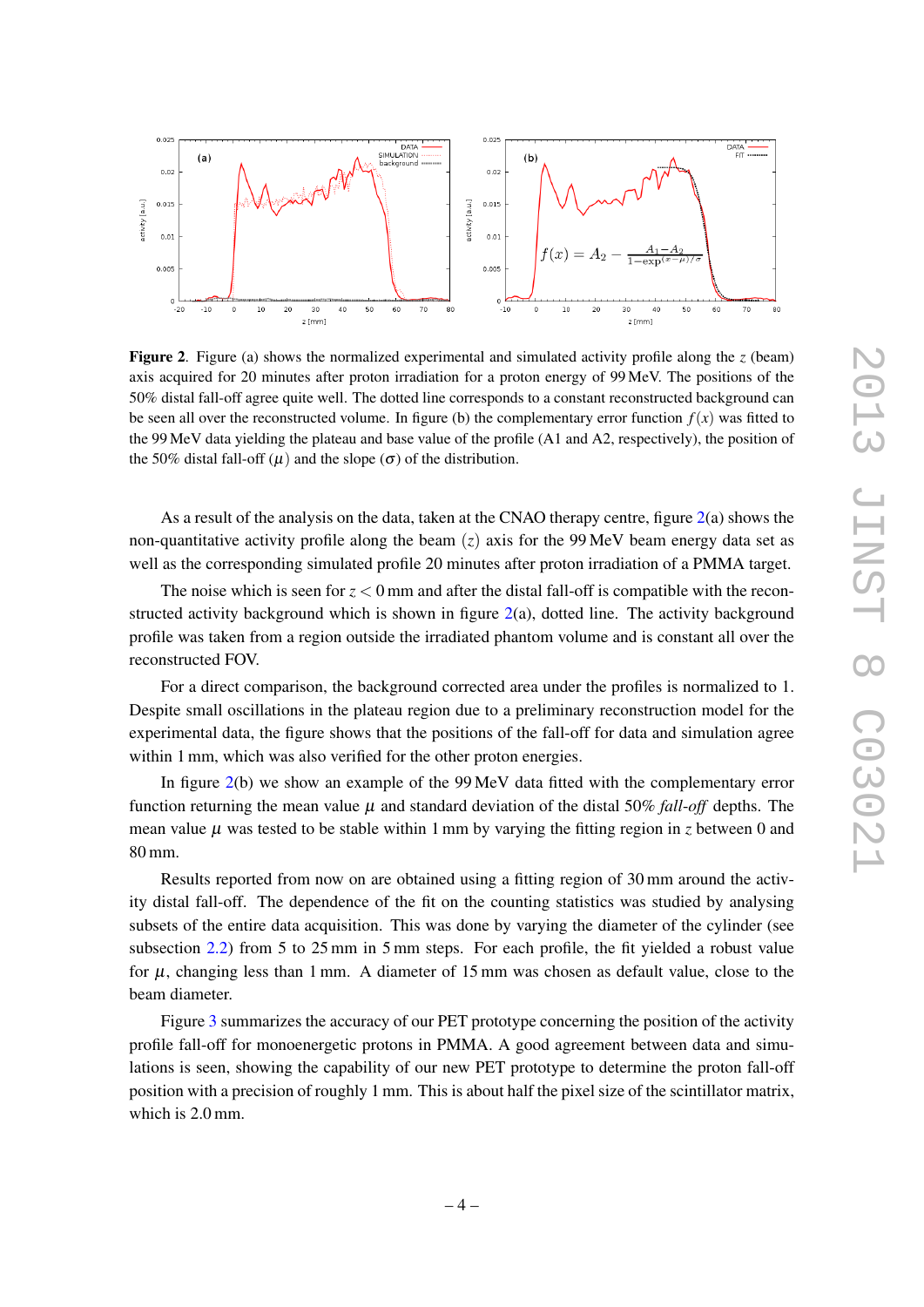**Figure 2**. Figure (a) shows the normalized experimental and simulated activity profile along the $z$ (beam) axis acquired for 20 minutes after proton irradiation for a proton energy of 99 MeV. The positions of the 50% distal fall-off agree quite well. The dotted line corresponds to a constant reconstructed background can be seen all over the reconstructed volume. In figure (b) the complementary error function $f(x)$ was fitted to the 99 MeV data yielding the plateau and base value of the profile (A1 and A2, respectively), the position of the 50% distal fall-off ($\mu$) and the slope ($\sigma$) of the distribution.

As a result of the analysis on the data, taken at the CNAO therapy centre, figure 2(a) shows the non-quantitative activity profile along the beam ($z$) axis for the 99 MeV beam energy data set as well as the corresponding simulated profile 20 minutes after proton irradiation of a PMMA target.

The noise which is seen for $z < 0$ mm and after the distal fall-off is compatible with the reconstructed activity background which is shown in figure 2(a), dotted line. The activity background profile was taken from a region outside the irradiated phantom volume and is constant all over the reconstructed FOV.

For a direct comparison, the background corrected area under the profiles is normalized to 1. Despite small oscillations in the plateau region due to a preliminary reconstruction model for the experimental data, the figure shows that the positions of the fall-off for data and simulation agree within 1 mm, which was also verified for the other proton energies.

In figure 2(b) we show an example of the 99 MeV data fitted with the complementary error function returning the mean value $\mu$ and standard deviation of the distal 50% *fall-off* depths. The mean value $\mu$ was tested to be stable within 1 mm by varying the fitting region in $z$ between 0 and 80 mm.

Results reported from now on are obtained using a fitting region of 30 mm around the activity distal fall-off. The dependence of the fit on the counting statistics was studied by analysing subsets of the entire data acquisition. This was done by varying the diameter of the cylinder (see subsection 2.2) from 5 to 25 mm in 5 mm steps. For each profile, the fit yielded a robust value for $\mu$, changing less than 1 mm. A diameter of 15 mm was chosen as default value, close to the beam diameter.

Figure 3 summarizes the accuracy of our PET prototype concerning the position of the activity profile fall-off for monoenergetic protons in PMMA. A good agreement between data and simulations is seen, showing the capability of our new PET prototype to determine the proton fall-off position with a precision of roughly 1 mm. This is about half the pixel size of the scintillator matrix, which is 2.0 mm.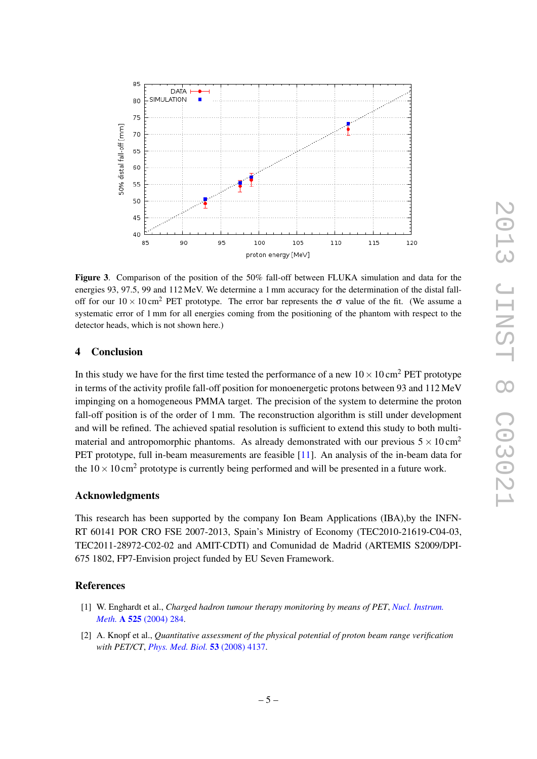**Figure 3**. Comparison of the position of the 50% fall-off between FLUKA simulation and data for the energies 93, 97.5, 99 and 112 MeV. We determine a 1 mm accuracy for the determination of the distal fall-off for our $10 \times 10\,\text{cm}^2$ PET prototype. The error bar represents the $\sigma$ value of the fit. (We assume a systematic error of 1 mm for all energies coming from the positioning of the phantom with respect to the detector heads, which is not shown here.)

## 4 Conclusion

In this study we have for the first time tested the performance of a new $10 \times 10\,\text{cm}^2$ PET prototype in terms of the activity profile fall-off position for monoenergetic protons between 93 and 112 MeV impinging on a homogeneous PMMA target. The precision of the system to determine the proton fall-off position is of the order of 1 mm. The reconstruction algorithm is still under development and will be refined. The achieved spatial resolution is sufficient to extend this study to both multi-material and antropomorphic phantoms. As already demonstrated with our previous $5 \times 10\,\text{cm}^2$ PET prototype, full in-beam measurements are feasible [11]. An analysis of the in-beam data for the $10 \times 10\,\text{cm}^2$ prototype is currently being performed and will be presented in a future work.

## Acknowledgments

This research has been supported by the company Ion Beam Applications (IBA),by the INFN-RT 60141 POR CRO FSE 2007-2013, Spain's Ministry of Economy (TEC2010-21619-C04-03, TEC2011-28972-C02-02 and AMIT-CDTI) and Comunidad de Madrid (ARTEMIS S2009/DPI-675 1802, FP7-Envision project funded by EU Seven Framework.

## References

[1] W. Enghardt et al., *Charged hadron tumour therapy monitoring by means of PET*, Nucl. Instrum. Meth. **A 525** (2004) 284.

[2] A. Knopf et al., *Quantitative assessment of the physical potential of proton beam range verification with PET/CT*, Phys. Med. Biol. **53** (2008) 4137.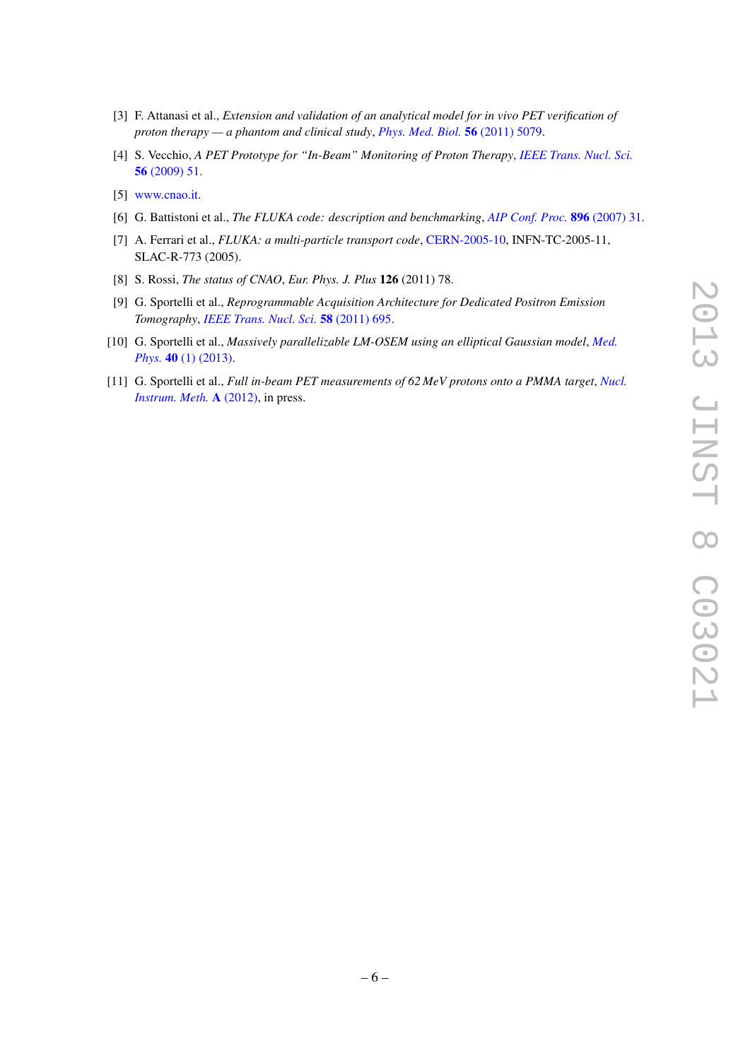[3] F. Attanasi et al., *Extension and validation of an analytical model for in vivo PET verification of proton therapy — a phantom and clinical study*, *Phys. Med. Biol.* **56** (2011) 5079.

[4] S. Vecchio, *A PET Prototype for "In-Beam" Monitoring of Proton Therapy*, *IEEE Trans. Nucl. Sci.* **56** (2009) 51.

[5] www.cnao.it.

[6] G. Battistoni et al., *The FLUKA code: description and benchmarking*, *AIP Conf. Proc.* **896** (2007) 31.

[7] A. Ferrari et al., *FLUKA: a multi-particle transport code*, CERN-2005-10, INFN-TC-2005-11, SLAC-R-773 (2005).

[8] S. Rossi, *The status of CNAO*, *Eur. Phys. J. Plus* **126** (2011) 78.

[9] G. Sportelli et al., *Reprogrammable Acquisition Architecture for Dedicated Positron Emission Tomography*, *IEEE Trans. Nucl. Sci.* **58** (2011) 695.

[10] G. Sportelli et al., *Massively parallelizable LM-OSEM using an elliptical Gaussian model*, *Med. Phys.* **40** (1) (2013).

[11] G. Sportelli et al., *Full in-beam PET measurements of 62 MeV protons onto a PMMA target*, *Nucl. Instrum. Meth.* **A** (2012), in press.